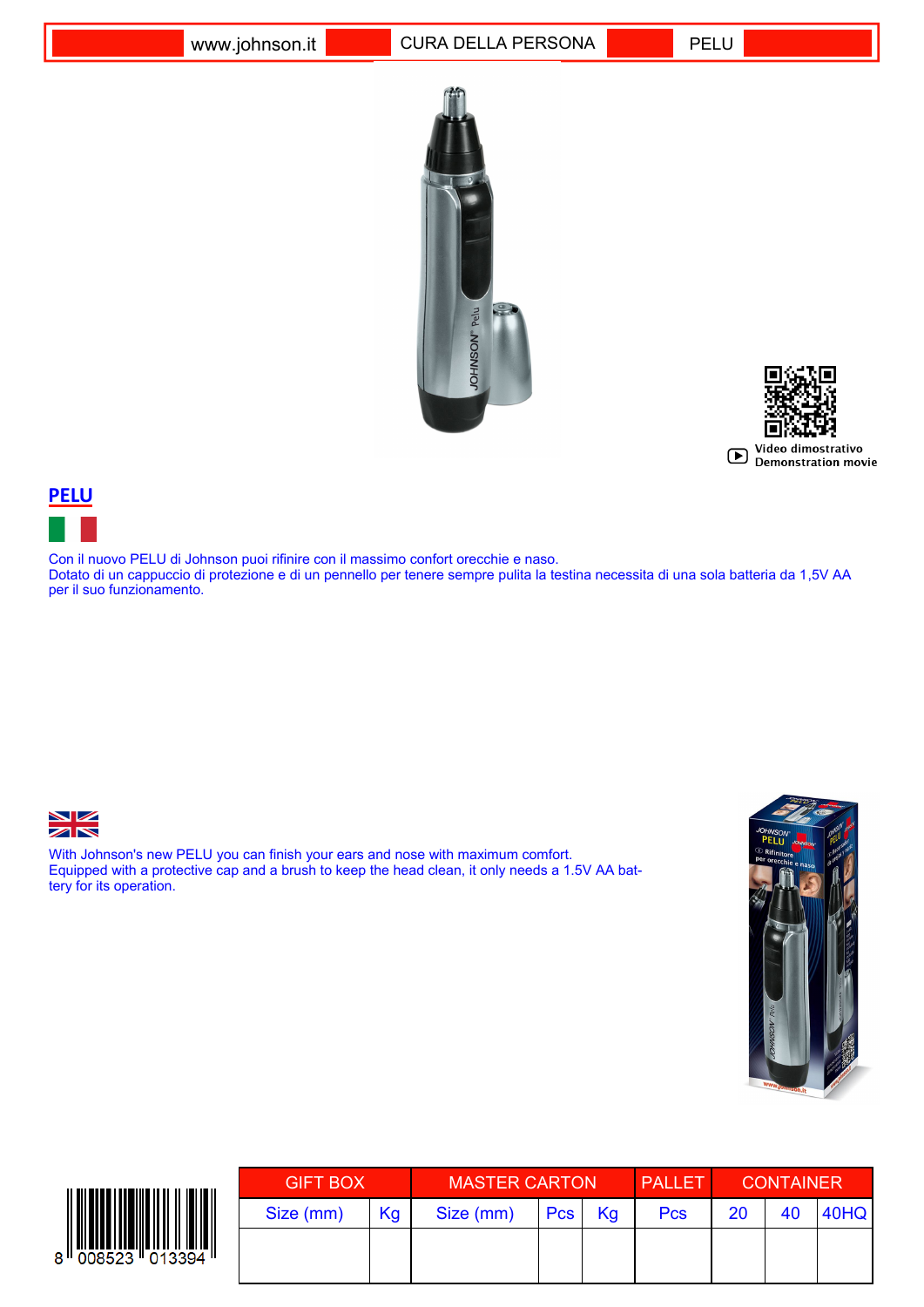www.johnson.it | CURA DELLA PERSONA | PELU

Video dimostrativo
Demonstration movie

## PELU

Con il nuovo PELU di Johnson puoi rifinire con il massimo confort orecchie e naso.
Dotato di un cappuccio di protezione e di un pennello per tenere sempre pulita la testina necessita di una sola batteria da 1,5V AA per il suo funzionamento.

With Johnson's new PELU you can finish your ears and nose with maximum comfort.
Equipped with a protective cap and a brush to keep the head clean, it only needs a 1.5V AA battery for its operation.

8 008523 013394

| GIFT BOX | | MASTER CARTON | | | PALLET | CONTAINER | | |
|---|---|---|---|---|---|---|---|---|
| Size (mm) | Kg | Size (mm) | Pcs | Kg | Pcs | 20 | 40 | 40HQ |
| | | | | | | | | |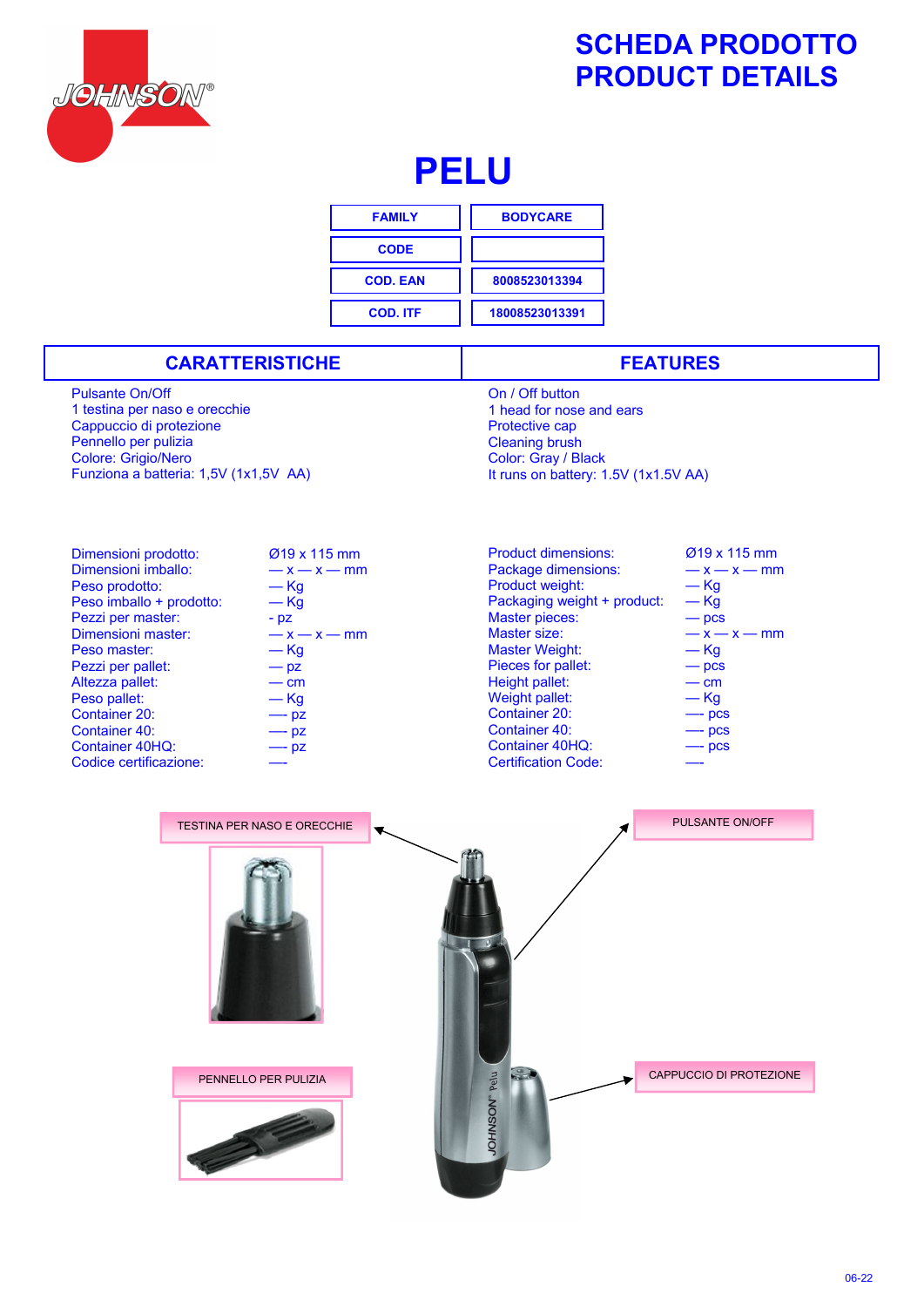# SCHEDA PRODOTTO
# PRODUCT DETAILS

# PELU

| | |
|---|---|
| FAMILY | BODYCARE |
| CODE | |
| COD. EAN | 8008523013394 |
| COD. ITF | 18008523013391 |

| CARATTERISTICHE | FEATURES |
|---|---|
| Pulsante On/Off | On / Off button |
| 1 testina per naso e orecchie | 1 head for nose and ears |
| Cappuccio di protezione | Protective cap |
| Pennello per pulizia | Cleaning brush |
| Colore: Grigio/Nero | Color: Gray / Black |
| Funziona a batteria: 1,5V (1x1,5V AA) | It runs on battery: 1.5V (1x1.5V AA) |

| | | | |
|---|---|---|---|
| Dimensioni prodotto: | Ø19 x 115 mm | Product dimensions: | Ø19 x 115 mm |
| Dimensioni imballo: | — x — x — mm | Package dimensions: | — x — x — mm |
| Peso prodotto: | — Kg | Product weight: | — Kg |
| Peso imballo + prodotto: | — Kg | Packaging weight + product: | — Kg |
| Pezzi per master: | - pz | Master pieces: | — pcs |
| Dimensioni master: | — x — x — mm | Master size: | — x — x — mm |
| Peso master: | — Kg | Master Weight: | — Kg |
| Pezzi per pallet: | — pz | Pieces for pallet: | — pcs |
| Altezza pallet: | — cm | Height pallet: | — cm |
| Peso pallet: | — Kg | Weight pallet: | — Kg |
| Container 20: | — pz | Container 20: | — pcs |
| Container 40: | — pz | Container 40: | — pcs |
| Container 40HQ: | — pz | Container 40HQ: | — pcs |
| Codice certificazione: | — | Certification Code: | — |

TESTINA PER NASO E ORECCHIE

PULSANTE ON/OFF

PENNELLO PER PULIZIA

CAPPUCCIO DI PROTEZIONE

06-22